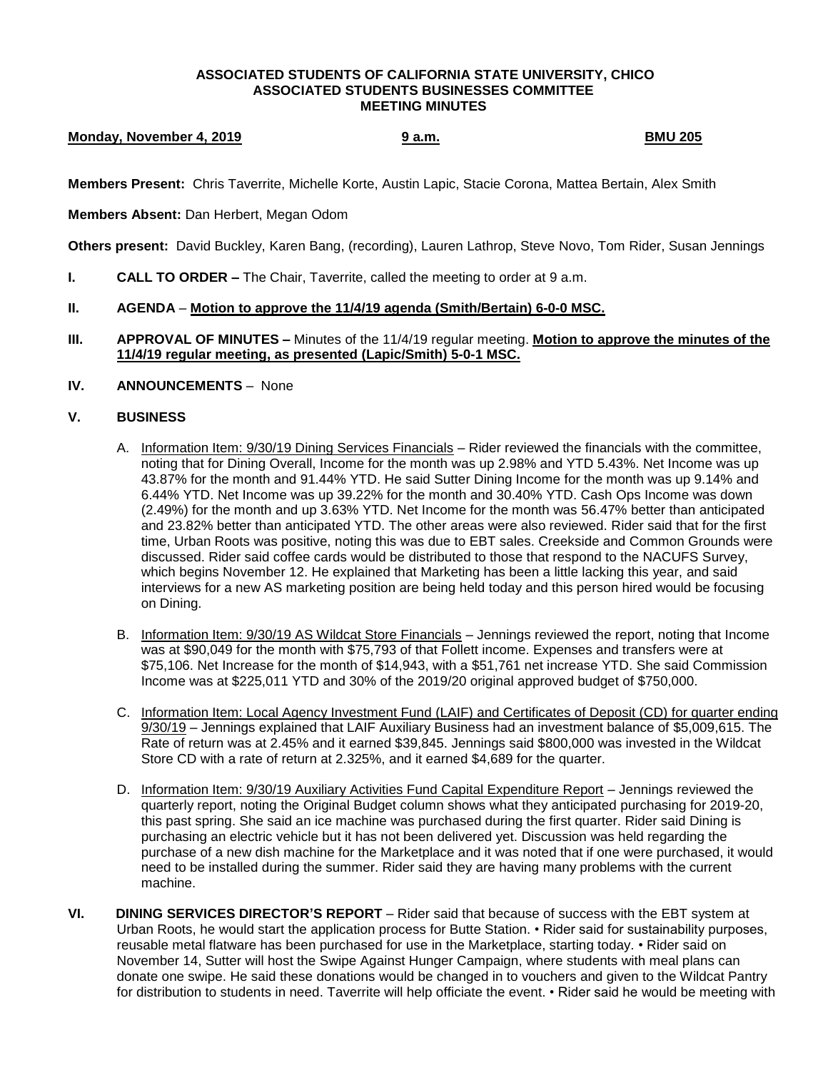**ASSOCIATED STUDENTS OF CALIFORNIA STATE UNIVERSITY, CHICO**
**ASSOCIATED STUDENTS BUSINESSES COMMITTEE**
**MEETING MINUTES**

**Monday, November 4, 2019** **9 a.m.** **BMU 205**

**Members Present:** Chris Taverrite, Michelle Korte, Austin Lapic, Stacie Corona, Mattea Bertain, Alex Smith

**Members Absent:** Dan Herbert, Megan Odom

**Others present:** David Buckley, Karen Bang, (recording), Lauren Lathrop, Steve Novo, Tom Rider, Susan Jennings

**I. CALL TO ORDER –** The Chair, Taverrite, called the meeting to order at 9 a.m.

**II. AGENDA** – **Motion to approve the 11/4/19 agenda (Smith/Bertain) 6-0-0 MSC.**

**III. APPROVAL OF MINUTES –** Minutes of the 11/4/19 regular meeting. **Motion to approve the minutes of the 11/4/19 regular meeting, as presented (Lapic/Smith) 5-0-1 MSC.**

**IV. ANNOUNCEMENTS** – None

**V. BUSINESS**

A. Information Item: 9/30/19 Dining Services Financials – Rider reviewed the financials with the committee, noting that for Dining Overall, Income for the month was up 2.98% and YTD 5.43%. Net Income was up 43.87% for the month and 91.44% YTD. He said Sutter Dining Income for the month was up 9.14% and 6.44% YTD. Net Income was up 39.22% for the month and 30.40% YTD. Cash Ops Income was down (2.49%) for the month and up 3.63% YTD. Net Income for the month was 56.47% better than anticipated and 23.82% better than anticipated YTD. The other areas were also reviewed. Rider said that for the first time, Urban Roots was positive, noting this was due to EBT sales. Creekside and Common Grounds were discussed. Rider said coffee cards would be distributed to those that respond to the NACUFS Survey, which begins November 12. He explained that Marketing has been a little lacking this year, and said interviews for a new AS marketing position are being held today and this person hired would be focusing on Dining.

B. Information Item: 9/30/19 AS Wildcat Store Financials – Jennings reviewed the report, noting that Income was at $90,049 for the month with $75,793 of that Follett income. Expenses and transfers were at $75,106. Net Increase for the month of $14,943, with a $51,761 net increase YTD. She said Commission Income was at $225,011 YTD and 30% of the 2019/20 original approved budget of $750,000.

C. Information Item: Local Agency Investment Fund (LAIF) and Certificates of Deposit (CD) for quarter ending 9/30/19 – Jennings explained that LAIF Auxiliary Business had an investment balance of $5,009,615. The Rate of return was at 2.45% and it earned $39,845. Jennings said $800,000 was invested in the Wildcat Store CD with a rate of return at 2.325%, and it earned $4,689 for the quarter.

D. Information Item: 9/30/19 Auxiliary Activities Fund Capital Expenditure Report – Jennings reviewed the quarterly report, noting the Original Budget column shows what they anticipated purchasing for 2019-20, this past spring. She said an ice machine was purchased during the first quarter. Rider said Dining is purchasing an electric vehicle but it has not been delivered yet. Discussion was held regarding the purchase of a new dish machine for the Marketplace and it was noted that if one were purchased, it would need to be installed during the summer. Rider said they are having many problems with the current machine.

**VI. DINING SERVICES DIRECTOR'S REPORT** – Rider said that because of success with the EBT system at Urban Roots, he would start the application process for Butte Station. • Rider said for sustainability purposes, reusable metal flatware has been purchased for use in the Marketplace, starting today. • Rider said on November 14, Sutter will host the Swipe Against Hunger Campaign, where students with meal plans can donate one swipe. He said these donations would be changed in to vouchers and given to the Wildcat Pantry for distribution to students in need. Taverrite will help officiate the event. • Rider said he would be meeting with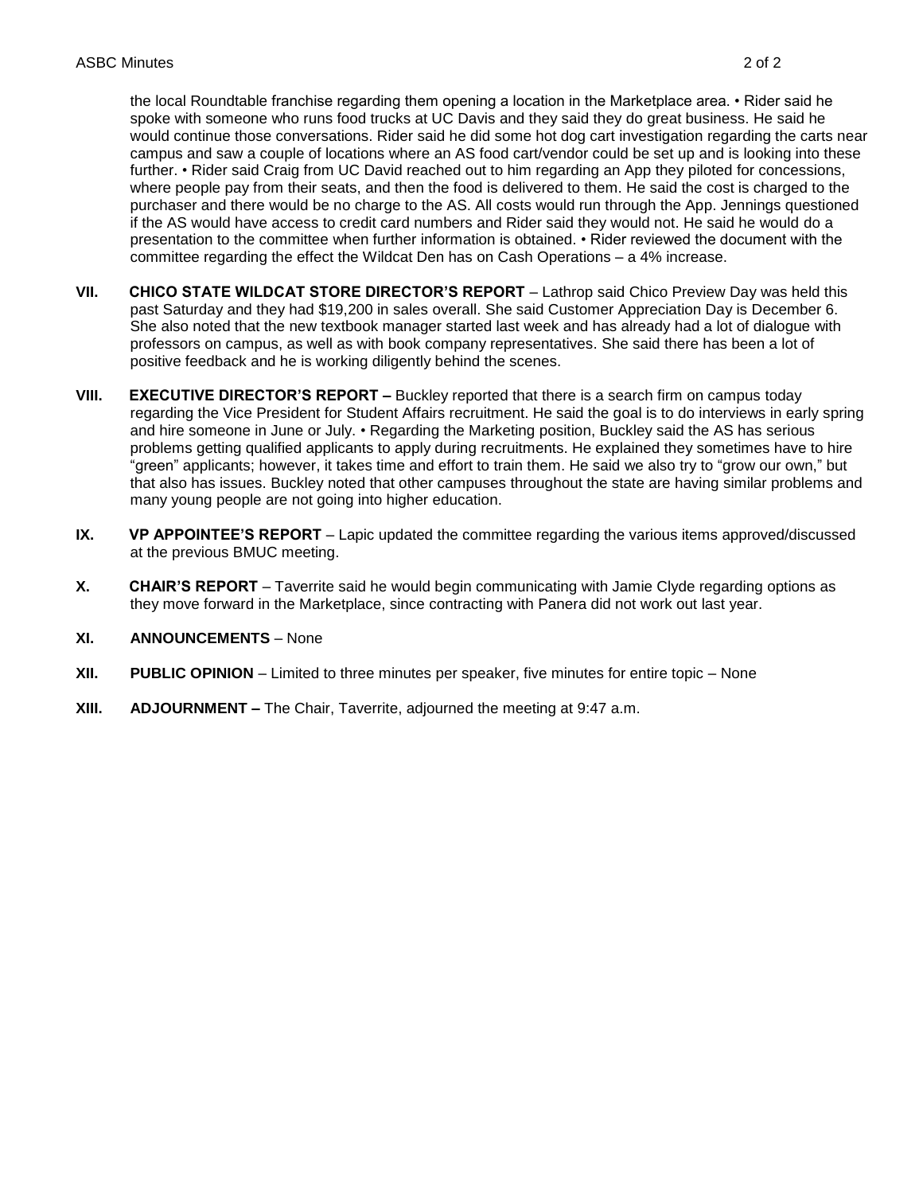the local Roundtable franchise regarding them opening a location in the Marketplace area. • Rider said he spoke with someone who runs food trucks at UC Davis and they said they do great business. He said he would continue those conversations. Rider said he did some hot dog cart investigation regarding the carts near campus and saw a couple of locations where an AS food cart/vendor could be set up and is looking into these further. • Rider said Craig from UC David reached out to him regarding an App they piloted for concessions, where people pay from their seats, and then the food is delivered to them. He said the cost is charged to the purchaser and there would be no charge to the AS. All costs would run through the App. Jennings questioned if the AS would have access to credit card numbers and Rider said they would not. He said he would do a presentation to the committee when further information is obtained. • Rider reviewed the document with the committee regarding the effect the Wildcat Den has on Cash Operations – a 4% increase.

**VII. CHICO STATE WILDCAT STORE DIRECTOR'S REPORT** – Lathrop said Chico Preview Day was held this past Saturday and they had $19,200 in sales overall. She said Customer Appreciation Day is December 6. She also noted that the new textbook manager started last week and has already had a lot of dialogue with professors on campus, as well as with book company representatives. She said there has been a lot of positive feedback and he is working diligently behind the scenes.

**VIII. EXECUTIVE DIRECTOR'S REPORT –** Buckley reported that there is a search firm on campus today regarding the Vice President for Student Affairs recruitment. He said the goal is to do interviews in early spring and hire someone in June or July. • Regarding the Marketing position, Buckley said the AS has serious problems getting qualified applicants to apply during recruitments. He explained they sometimes have to hire "green" applicants; however, it takes time and effort to train them. He said we also try to "grow our own," but that also has issues. Buckley noted that other campuses throughout the state are having similar problems and many young people are not going into higher education.

**IX. VP APPOINTEE'S REPORT** – Lapic updated the committee regarding the various items approved/discussed at the previous BMUC meeting.

**X. CHAIR'S REPORT** – Taverrite said he would begin communicating with Jamie Clyde regarding options as they move forward in the Marketplace, since contracting with Panera did not work out last year.

**XI. ANNOUNCEMENTS** – None

**XII. PUBLIC OPINION** – Limited to three minutes per speaker, five minutes for entire topic – None

**XIII. ADJOURNMENT –** The Chair, Taverrite, adjourned the meeting at 9:47 a.m.